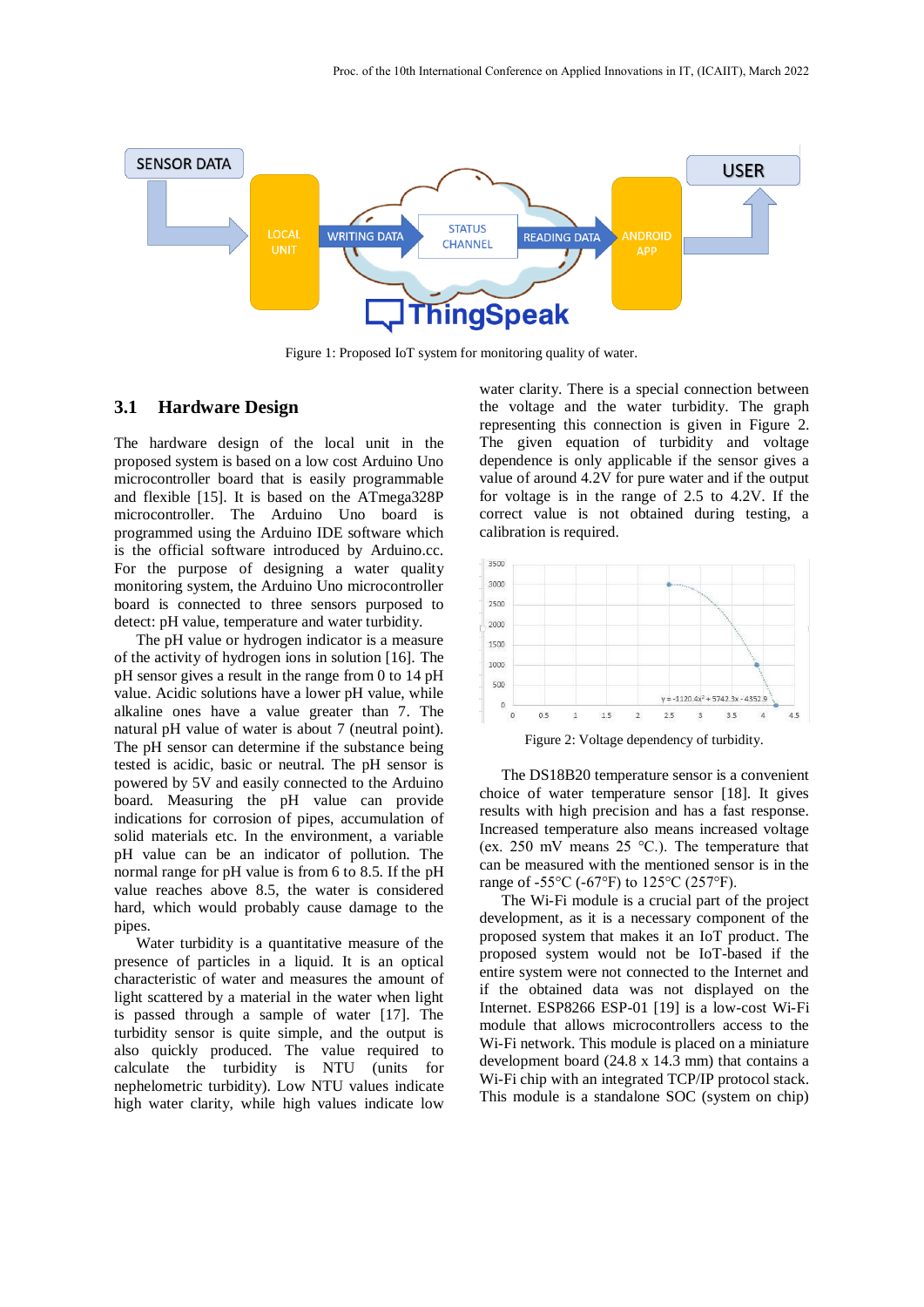Figure 1: Proposed IoT system for monitoring quality of water.

### 3.1 Hardware Design

The hardware design of the local unit in the proposed system is based on a low cost Arduino Uno microcontroller board that is easily programmable and flexible [15]. It is based on the ATmega328P microcontroller. The Arduino Uno board is programmed using the Arduino IDE software which is the official software introduced by Arduino.cc. For the purpose of designing a water quality monitoring system, the Arduino Uno microcontroller board is connected to three sensors purposed to detect: pH value, temperature and water turbidity.

The pH value or hydrogen indicator is a measure of the activity of hydrogen ions in solution [16]. The pH sensor gives a result in the range from 0 to 14 pH value. Acidic solutions have a lower pH value, while alkaline ones have a value greater than 7. The natural pH value of water is about 7 (neutral point). The pH sensor can determine if the substance being tested is acidic, basic or neutral. The pH sensor is powered by 5V and easily connected to the Arduino board. Measuring the pH value can provide indications for corrosion of pipes, accumulation of solid materials etc. In the environment, a variable pH value can be an indicator of pollution. The normal range for pH value is from 6 to 8.5. If the pH value reaches above 8.5, the water is considered hard, which would probably cause damage to the pipes.

Water turbidity is a quantitative measure of the presence of particles in a liquid. It is an optical characteristic of water and measures the amount of light scattered by a material in the water when light is passed through a sample of water [17]. The turbidity sensor is quite simple, and the output is also quickly produced. The value required to calculate the turbidity is NTU (units for nephelometric turbidity). Low NTU values indicate high water clarity, while high values indicate low water clarity. There is a special connection between the voltage and the water turbidity. The graph representing this connection is given in Figure 2. The given equation of turbidity and voltage dependence is only applicable if the sensor gives a value of around 4.2V for pure water and if the output for voltage is in the range of 2.5 to 4.2V. If the correct value is not obtained during testing, a calibration is required.

Figure 2: Voltage dependency of turbidity.

The DS18B20 temperature sensor is a convenient choice of water temperature sensor [18]. It gives results with high precision and has a fast response. Increased temperature also means increased voltage (ex. 250 mV means 25 °C.). The temperature that can be measured with the mentioned sensor is in the range of -55°C (-67°F) to 125°C (257°F).

The Wi-Fi module is a crucial part of the project development, as it is a necessary component of the proposed system that makes it an IoT product. The proposed system would not be IoT-based if the entire system were not connected to the Internet and if the obtained data was not displayed on the Internet. ESP8266 ESP-01 [19] is a low-cost Wi-Fi module that allows microcontrollers access to the Wi-Fi network. This module is placed on a miniature development board (24.8 x 14.3 mm) that contains a Wi-Fi chip with an integrated TCP/IP protocol stack. This module is a standalone SOC (system on chip)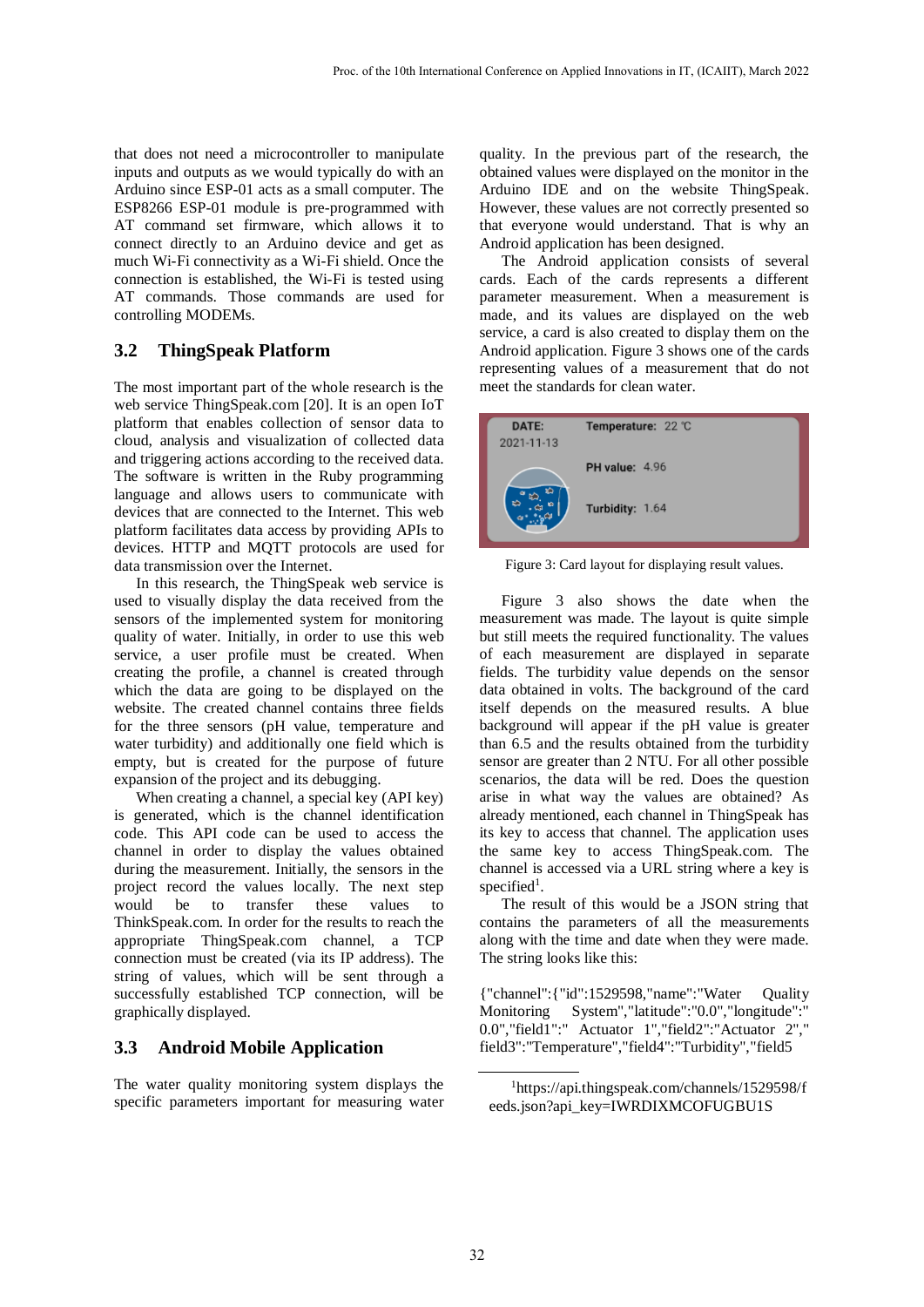that does not need a microcontroller to manipulate inputs and outputs as we would typically do with an Arduino since ESP-01 acts as a small computer. The ESP8266 ESP-01 module is pre-programmed with AT command set firmware, which allows it to connect directly to an Arduino device and get as much Wi-Fi connectivity as a Wi-Fi shield. Once the connection is established, the Wi-Fi is tested using AT commands. Those commands are used for controlling MODEMs.

### 3.2 ThingSpeak Platform

The most important part of the whole research is the web service ThingSpeak.com [20]. It is an open IoT platform that enables collection of sensor data to cloud, analysis and visualization of collected data and triggering actions according to the received data. The software is written in the Ruby programming language and allows users to communicate with devices that are connected to the Internet. This web platform facilitates data access by providing APIs to devices. HTTP and MQTT protocols are used for data transmission over the Internet.

In this research, the ThingSpeak web service is used to visually display the data received from the sensors of the implemented system for monitoring quality of water. Initially, in order to use this web service, a user profile must be created. When creating the profile, a channel is created through which the data are going to be displayed on the website. The created channel contains three fields for the three sensors (pH value, temperature and water turbidity) and additionally one field which is empty, but is created for the purpose of future expansion of the project and its debugging.

When creating a channel, a special key (API key) is generated, which is the channel identification code. This API code can be used to access the channel in order to display the values obtained during the measurement. Initially, the sensors in the project record the values locally. The next step would be to transfer these values to ThinkSpeak.com. In order for the results to reach the appropriate ThingSpeak.com channel, a TCP connection must be created (via its IP address). The string of values, which will be sent through a successfully established TCP connection, will be graphically displayed.

### 3.3 Android Mobile Application

The water quality monitoring system displays the specific parameters important for measuring water quality. In the previous part of the research, the obtained values were displayed on the monitor in the Arduino IDE and on the website ThingSpeak. However, these values are not correctly presented so that everyone would understand. That is why an Android application has been designed.

The Android application consists of several cards. Each of the cards represents a different parameter measurement. When a measurement is made, and its values are displayed on the web service, a card is also created to display them on the Android application. Figure 3 shows one of the cards representing values of a measurement that do not meet the standards for clean water.

Figure 3: Card layout for displaying result values.

Figure 3 also shows the date when the measurement was made. The layout is quite simple but still meets the required functionality. The values of each measurement are displayed in separate fields. The turbidity value depends on the sensor data obtained in volts. The background of the card itself depends on the measured results. A blue background will appear if the pH value is greater than 6.5 and the results obtained from the turbidity sensor are greater than 2 NTU. For all other possible scenarios, the data will be red. Does the question arise in what way the values are obtained? As already mentioned, each channel in ThingSpeak has its key to access that channel. The application uses the same key to access ThingSpeak.com. The channel is accessed via a URL string where a key is specified[1].

The result of this would be a JSON string that contains the parameters of all the measurements along with the time and date when they were made. The string looks like this:

{"channel":{"id":1529598,"name":"Water Quality Monitoring System","latitude":"0.0","longitude":"0.0","field1":" Actuator 1","field2":"Actuator 2","field3":"Temperature","field4":"Turbidity","field5

[1]https://api.thingspeak.com/channels/1529598/feeds.json?api_key=IWRDIXMCOFUGBU1S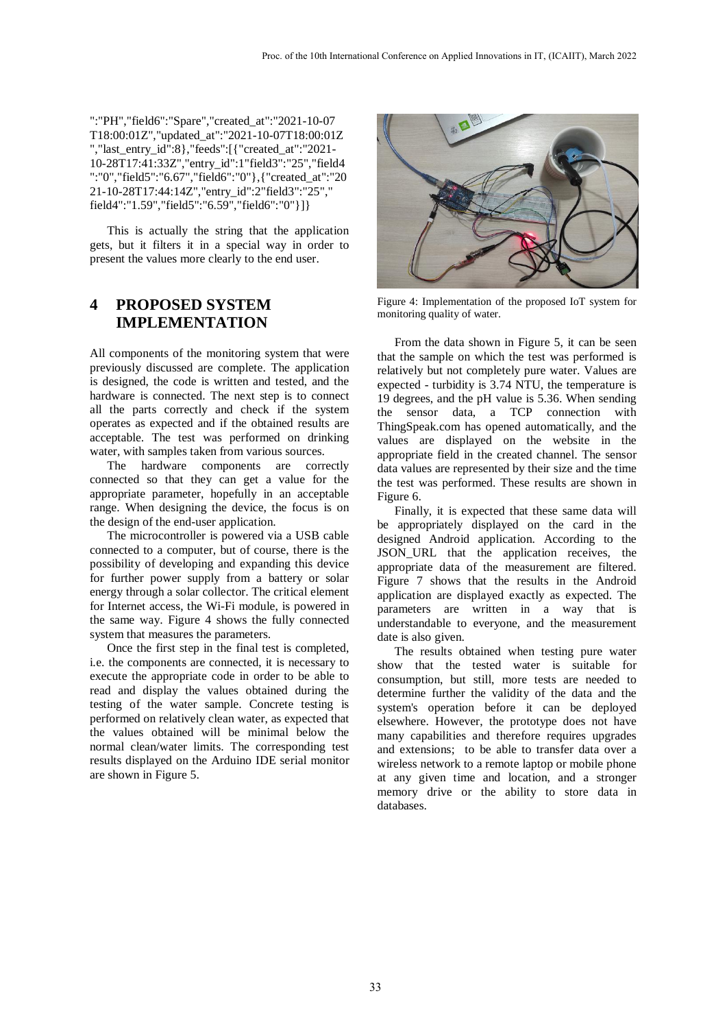":"PH","field6":"Spare","created_at":"2021-10-07T18:00:01Z","updated_at":"2021-10-07T18:00:01Z","last_entry_id":8},"feeds":[{"created_at":"2021-10-28T17:41:33Z","entry_id":1"field3":"25","field4":"0","field5":"6.67","field6":"0"},{"created_at":"2021-10-28T17:44:14Z","entry_id":2"field3":"25","field4":"1.59","field5":"6.59","field6":"0"}]}

This is actually the string that the application gets, but it filters it in a special way in order to present the values more clearly to the end user.

# 4 PROPOSED SYSTEM IMPLEMENTATION

All components of the monitoring system that were previously discussed are complete. The application is designed, the code is written and tested, and the hardware is connected. The next step is to connect all the parts correctly and check if the system operates as expected and if the obtained results are acceptable. The test was performed on drinking water, with samples taken from various sources.

The hardware components are correctly connected so that they can get a value for the appropriate parameter, hopefully in an acceptable range. When designing the device, the focus is on the design of the end-user application.

The microcontroller is powered via a USB cable connected to a computer, but of course, there is the possibility of developing and expanding this device for further power supply from a battery or solar energy through a solar collector. The critical element for Internet access, the Wi-Fi module, is powered in the same way. Figure 4 shows the fully connected system that measures the parameters.

Once the first step in the final test is completed, i.e. the components are connected, it is necessary to execute the appropriate code in order to be able to read and display the values obtained during the testing of the water sample. Concrete testing is performed on relatively clean water, as expected that the values obtained will be minimal below the normal clean/water limits. The corresponding test results displayed on the Arduino IDE serial monitor are shown in Figure 5.

Figure 4: Implementation of the proposed IoT system for monitoring quality of water.

From the data shown in Figure 5, it can be seen that the sample on which the test was performed is relatively but not completely pure water. Values are expected - turbidity is 3.74 NTU, the temperature is 19 degrees, and the pH value is 5.36. When sending the sensor data, a TCP connection with ThingSpeak.com has opened automatically, and the values are displayed on the website in the appropriate field in the created channel. The sensor data values are represented by their size and the time the test was performed. These results are shown in Figure 6.

Finally, it is expected that these same data will be appropriately displayed on the card in the designed Android application. According to the JSON_URL that the application receives, the appropriate data of the measurement are filtered. Figure 7 shows that the results in the Android application are displayed exactly as expected. The parameters are written in a way that is understandable to everyone, and the measurement date is also given.

The results obtained when testing pure water show that the tested water is suitable for consumption, but still, more tests are needed to determine further the validity of the data and the system's operation before it can be deployed elsewhere. However, the prototype does not have many capabilities and therefore requires upgrades and extensions; to be able to transfer data over a wireless network to a remote laptop or mobile phone at any given time and location, and a stronger memory drive or the ability to store data in databases.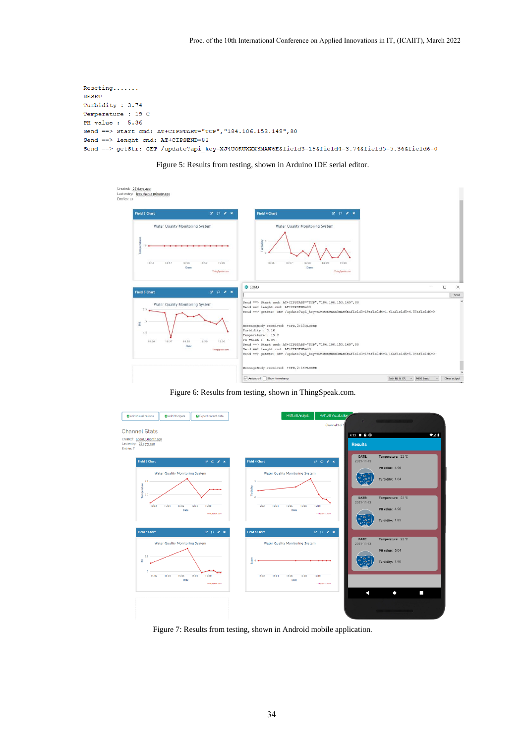```
Reseting.......
RESET
Turbidity : 3.74
Temperature : 19 C
PH value :  5.36
Send ==> Start cmd: AT+CIPSTART="TCP","184.106.153.149",80
Send ==> lenght cmd: AT+CIPSEND=83
Send ==> getStr: GET /update?api_key=XJ4UORUXXX3MAW6E&field3=19&field4=3.74&field5=5.36&field6=0
```

Figure 5: Results from testing, shown in Arduino IDE serial editor.

Figure 6: Results from testing, shown in ThingSpeak.com.

Figure 7: Results from testing, shown in Android mobile application.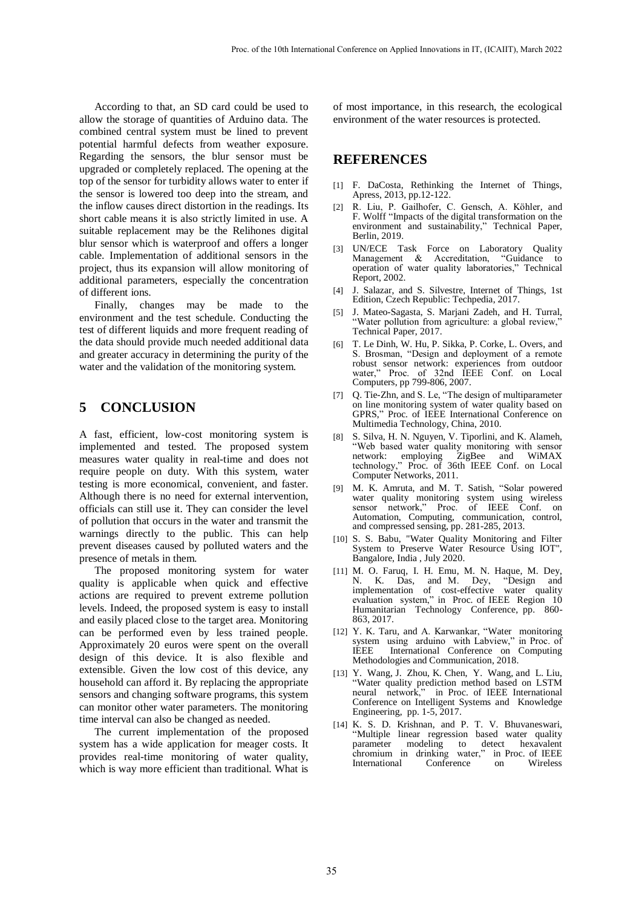According to that, an SD card could be used to allow the storage of quantities of Arduino data. The combined central system must be lined to prevent potential harmful defects from weather exposure. Regarding the sensors, the blur sensor must be upgraded or completely replaced. The opening at the top of the sensor for turbidity allows water to enter if the sensor is lowered too deep into the stream, and the inflow causes direct distortion in the readings. Its short cable means it is also strictly limited in use. A suitable replacement may be the Relihones digital blur sensor which is waterproof and offers a longer cable. Implementation of additional sensors in the project, thus its expansion will allow monitoring of additional parameters, especially the concentration of different ions.

Finally, changes may be made to the environment and the test schedule. Conducting the test of different liquids and more frequent reading of the data should provide much needed additional data and greater accuracy in determining the purity of the water and the validation of the monitoring system.

## 5 CONCLUSION

A fast, efficient, low-cost monitoring system is implemented and tested. The proposed system measures water quality in real-time and does not require people on duty. With this system, water testing is more economical, convenient, and faster. Although there is no need for external intervention, officials can still use it. They can consider the level of pollution that occurs in the water and transmit the warnings directly to the public. This can help prevent diseases caused by polluted waters and the presence of metals in them.

The proposed monitoring system for water quality is applicable when quick and effective actions are required to prevent extreme pollution levels. Indeed, the proposed system is easy to install and easily placed close to the target area. Monitoring can be performed even by less trained people. Approximately 20 euros were spent on the overall design of this device. It is also flexible and extensible. Given the low cost of this device, any household can afford it. By replacing the appropriate sensors and changing software programs, this system can monitor other water parameters. The monitoring time interval can also be changed as needed.

The current implementation of the proposed system has a wide application for meager costs. It provides real-time monitoring of water quality, which is way more efficient than traditional. What is of most importance, in this research, the ecological environment of the water resources is protected.

## REFERENCES

[1] F. DaCosta, Rethinking the Internet of Things, Apress, 2013, pp.12-122.

[2] R. Liu, P. Gailhofer, C. Gensch, A. Köhler, and F. Wolff "Impacts of the digital transformation on the environment and sustainability," Technical Paper, Berlin, 2019.

[3] UN/ECE Task Force on Laboratory Quality Management & Accreditation, "Guidance to operation of water quality laboratories," Technical Report, 2002.

[4] J. Salazar, and S. Silvestre, Internet of Things, 1st Edition, Czech Republic: Techpedia, 2017.

[5] J. Mateo-Sagasta, S. Marjani Zadeh, and H. Turral, "Water pollution from agriculture: a global review," Technical Paper, 2017.

[6] T. Le Dinh, W. Hu, P. Sikka, P. Corke, L. Overs, and S. Brosman, "Design and deployment of a remote robust sensor network: experiences from outdoor water," Proc. of 32nd IEEE Conf. on Local Computers, pp 799-806, 2007.

[7] Q. Tie-Zhn, and S. Le, "The design of multiparameter on line monitoring system of water quality based on GPRS," Proc. of IEEE International Conference on Multimedia Technology, China, 2010.

[8] S. Silva, H. N. Nguyen, V. Tiporlini, and K. Alameh, "Web based water quality monitoring with sensor network: employing ZigBee and WiMAX technology," Proc. of 36th IEEE Conf. on Local Computer Networks, 2011.

[9] M. K. Amruta, and M. T. Satish, "Solar powered water quality monitoring system using wireless sensor network," Proc. of IEEE Conf. on Automation, Computing, communication, control, and compressed sensing, pp. 281-285, 2013.

[10] S. S. Babu, "Water Quality Monitoring and Filter System to Preserve Water Resource Using IOT", Bangalore, India , July 2020.

[11] M. O. Faruq, I. H. Emu, M. N. Haque, M. Dey, N. K. Das, and M. Dey, "Design and implementation of cost-effective water quality evaluation system," in Proc. of IEEE Region 10 Humanitarian Technology Conference, pp. 860-863, 2017.

[12] Y. K. Taru, and A. Karwankar, "Water monitoring system using arduino with Labview," in Proc. of IEEE International Conference on Computing Methodologies and Communication, 2018.

[13] Y. Wang, J. Zhou, K. Chen, Y. Wang, and L. Liu, "Water quality prediction method based on LSTM neural network," in Proc. of IEEE International Conference on Intelligent Systems and Knowledge Engineering, pp. 1-5, 2017.

[14] K. S. D. Krishnan, and P. T. V. Bhuvaneswari, "Multiple linear regression based water quality parameter modeling to detect hexavalent chromium in drinking water," in Proc. of IEEE International Conference on Wireless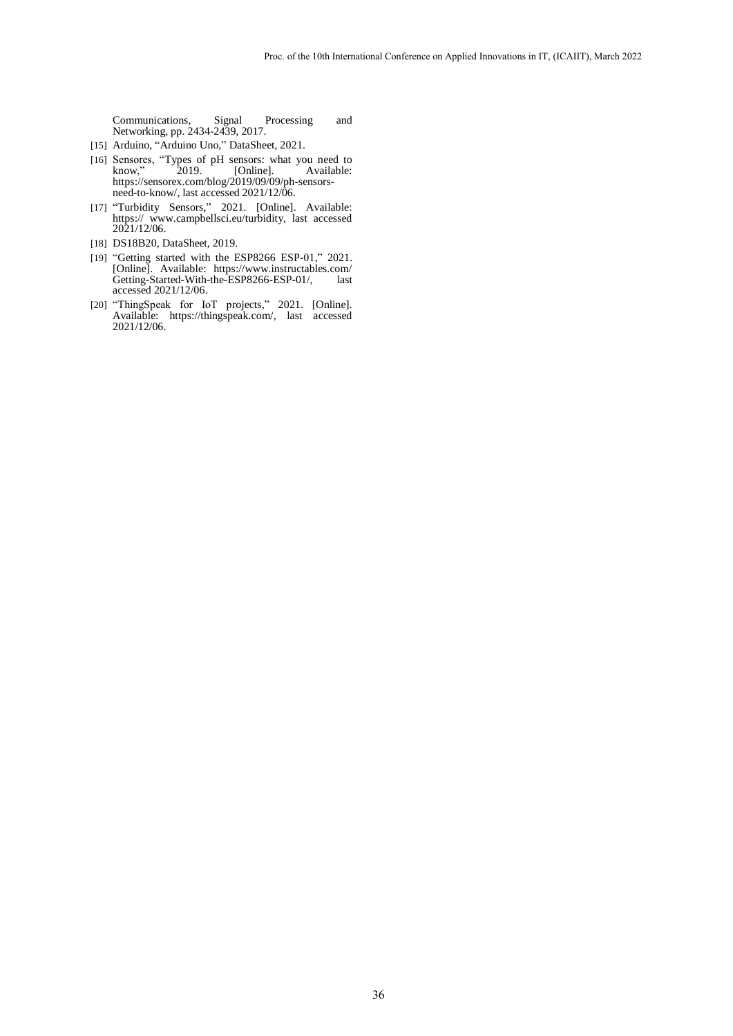Communications, Signal Processing and Networking, pp. 2434-2439, 2017.

[15] Arduino, "Arduino Uno," DataSheet, 2021.

[16] Sensores, "Types of pH sensors: what you need to know," 2019. [Online]. Available: https://sensorex.com/blog/2019/09/09/ph-sensors-need-to-know/, last accessed 2021/12/06.

[17] "Turbidity Sensors," 2021. [Online]. Available: https:// www.campbellsci.eu/turbidity, last accessed 2021/12/06.

[18] DS18B20, DataSheet, 2019.

[19] "Getting started with the ESP8266 ESP-01," 2021. [Online]. Available: https://www.instructables.com/Getting-Started-With-the-ESP8266-ESP-01/, last accessed 2021/12/06.

[20] "ThingSpeak for IoT projects," 2021. [Online]. Available: https://thingspeak.com/, last accessed 2021/12/06.